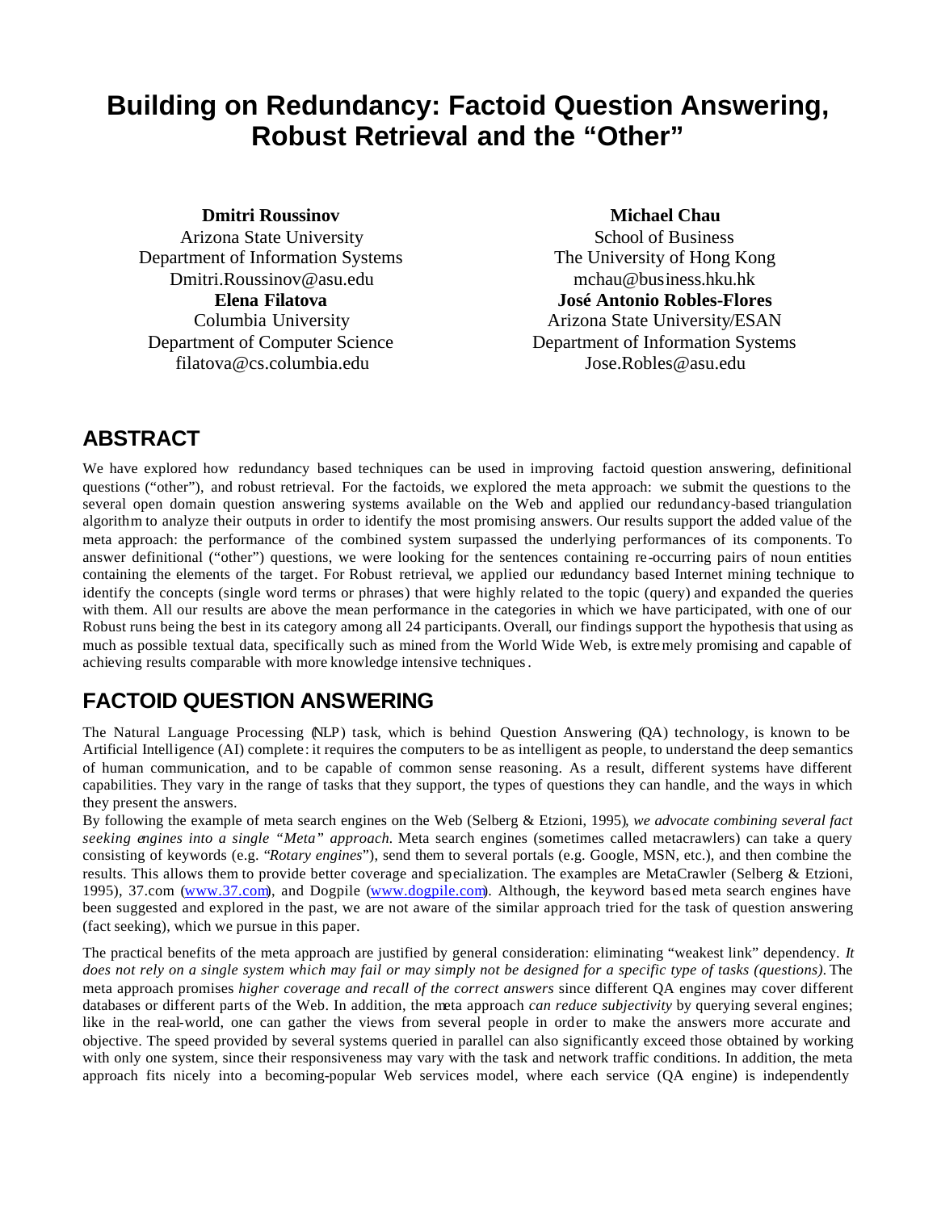# Building on Redundancy: Factoid Question Answering, Robust Retrieval and the "Other"

**Dmitri Roussinov**
Arizona State University
Department of Information Systems
Dmitri.Roussinov@asu.edu

**Michael Chau**
School of Business
The University of Hong Kong
mchau@business.hku.hk

**Elena Filatova**
Columbia University
Department of Computer Science
filatova@cs.columbia.edu

**José Antonio Robles-Flores**
Arizona State University/ESAN
Department of Information Systems
Jose.Robles@asu.edu

## ABSTRACT

We have explored how redundancy based techniques can be used in improving factoid question answering, definitional questions ("other"), and robust retrieval. For the factoids, we explored the meta approach: we submit the questions to the several open domain question answering systems available on the Web and applied our redundancy-based triangulation algorithm to analyze their outputs in order to identify the most promising answers. Our results support the added value of the meta approach: the performance of the combined system surpassed the underlying performances of its components. To answer definitional ("other") questions, we were looking for the sentences containing re-occurring pairs of noun entities containing the elements of the target. For Robust retrieval, we applied our redundancy based Internet mining technique to identify the concepts (single word terms or phrases) that were highly related to the topic (query) and expanded the queries with them. All our results are above the mean performance in the categories in which we have participated, with one of our Robust runs being the best in its category among all 24 participants. Overall, our findings support the hypothesis that using as much as possible textual data, specifically such as mined from the World Wide Web, is extremely promising and capable of achieving results comparable with more knowledge intensive techniques.

## FACTOID QUESTION ANSWERING

The Natural Language Processing (NLP) task, which is behind Question Answering (QA) technology, is known to be Artificial Intelligence (AI) complete: it requires the computers to be as intelligent as people, to understand the deep semantics of human communication, and to be capable of common sense reasoning. As a result, different systems have different capabilities. They vary in the range of tasks that they support, the types of questions they can handle, and the ways in which they present the answers.

By following the example of meta search engines on the Web (Selberg & Etzioni, 1995), *we advocate combining several fact seeking engines into a single "Meta" approach.* Meta search engines (sometimes called metacrawlers) can take a query consisting of keywords (e.g. "*Rotary engines*"), send them to several portals (e.g. Google, MSN, etc.), and then combine the results. This allows them to provide better coverage and specialization. The examples are MetaCrawler (Selberg & Etzioni, 1995), 37.com (www.37.com), and Dogpile (www.dogpile.com). Although, the keyword based meta search engines have been suggested and explored in the past, we are not aware of the similar approach tried for the task of question answering (fact seeking), which we pursue in this paper.

The practical benefits of the meta approach are justified by general consideration: eliminating "weakest link" dependency. *It does not rely on a single system which may fail or may simply not be designed for a specific type of tasks (questions).* The meta approach promises *higher coverage and recall of the correct answers* since different QA engines may cover different databases or different parts of the Web. In addition, the meta approach *can reduce subjectivity* by querying several engines; like in the real-world, one can gather the views from several people in order to make the answers more accurate and objective. The speed provided by several systems queried in parallel can also significantly exceed those obtained by working with only one system, since their responsiveness may vary with the task and network traffic conditions. In addition, the meta approach fits nicely into a becoming-popular Web services model, where each service (QA engine) is independently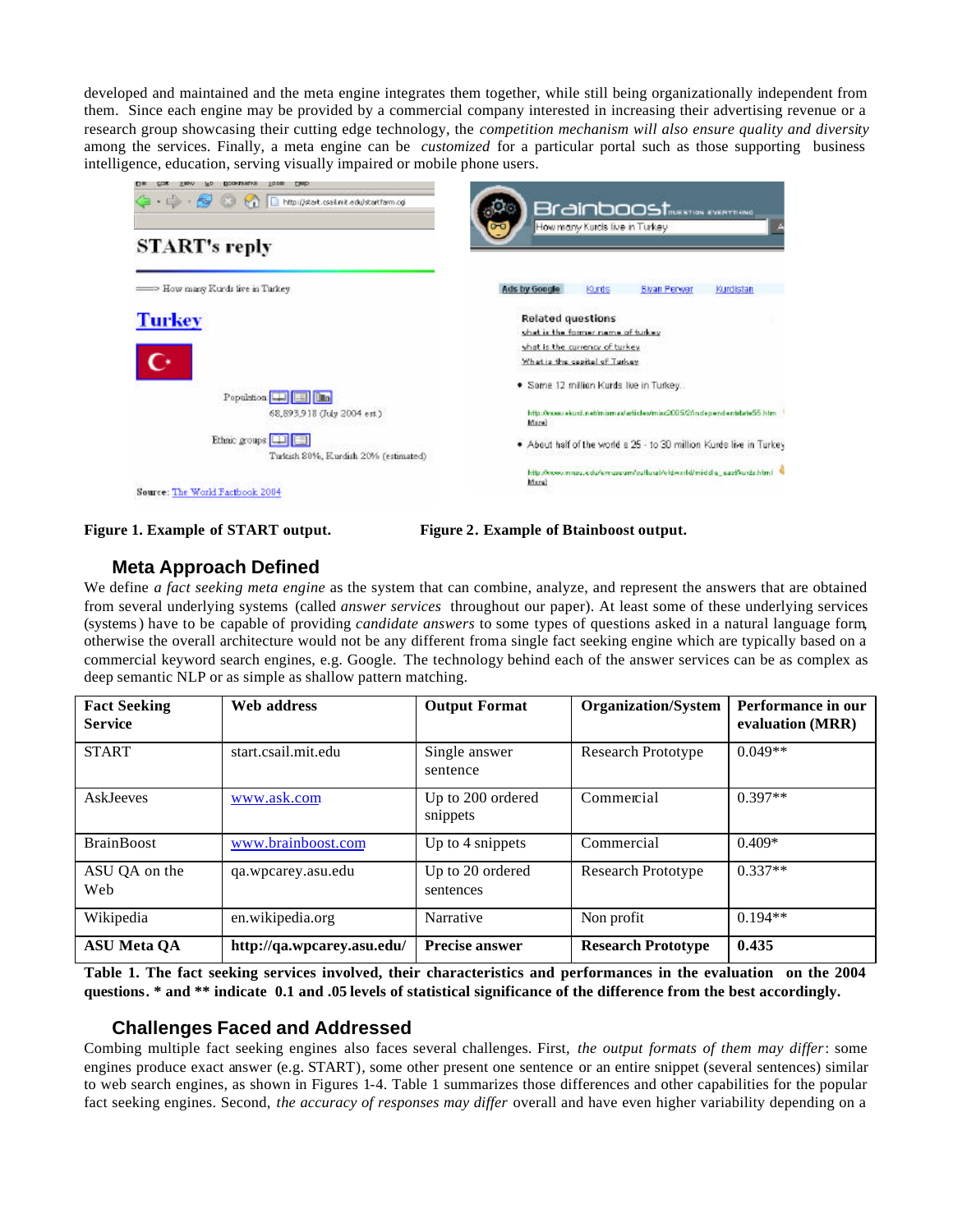developed and maintained and the meta engine integrates them together, while still being organizationally independent from them. Since each engine may be provided by a commercial company interested in increasing their advertising revenue or a research group showcasing their cutting edge technology, the *competition mechanism will also ensure quality and diversity* among the services. Finally, a meta engine can be *customized* for a particular portal such as those supporting business intelligence, education, serving visually impaired or mobile phone users.

**Figure 1. Example of START output.**

**Figure 2. Example of Btainboost output.**

## Meta Approach Defined

We define *a fact seeking meta engine* as the system that can combine, analyze, and represent the answers that are obtained from several underlying systems (called *answer services* throughout our paper). At least some of these underlying services (systems) have to be capable of providing *candidate answers* to some types of questions asked in a natural language form, otherwise the overall architecture would not be any different froma single fact seeking engine which are typically based on a commercial keyword search engines, e.g. Google. The technology behind each of the answer services can be as complex as deep semantic NLP or as simple as shallow pattern matching.

| Fact Seeking Service | Web address | Output Format | Organization/System | Performance in our evaluation (MRR) |
|---|---|---|---|---|
| START | start.csail.mit.edu | Single answer sentence | Research Prototype | 0.049** |
| AskJeeves | www.ask.com | Up to 200 ordered snippets | Commercial | 0.397** |
| BrainBoost | www.brainboost.com | Up to 4 snippets | Commercial | 0.409* |
| ASU QA on the Web | qa.wpcarey.asu.edu | Up to 20 ordered sentences | Research Prototype | 0.337** |
| Wikipedia | en.wikipedia.org | Narrative | Non profit | 0.194** |
| **ASU Meta QA** | **http://qa.wpcarey.asu.edu/** | **Precise answer** | **Research Prototype** | **0.435** |

**Table 1. The fact seeking services involved, their characteristics and performances in the evaluation on the 2004 questions. * and ** indicate 0.1 and .05 levels of statistical significance of the difference from the best accordingly.**

## Challenges Faced and Addressed

Combing multiple fact seeking engines also faces several challenges. First, *the output formats of them may differ*: some engines produce exact answer (e.g. START), some other present one sentence or an entire snippet (several sentences) similar to web search engines, as shown in Figures 1-4. Table 1 summarizes those differences and other capabilities for the popular fact seeking engines. Second, *the accuracy of responses may differ* overall and have even higher variability depending on a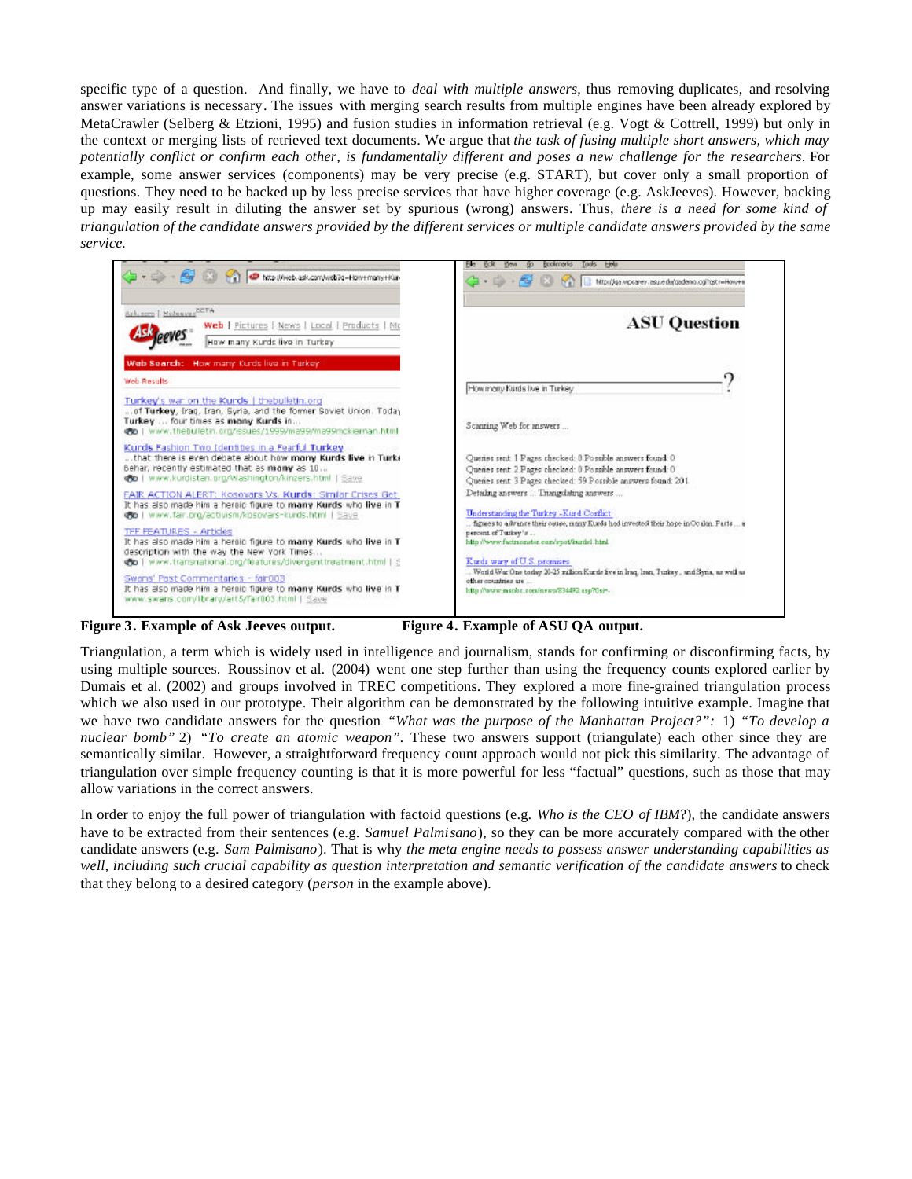specific type of a question. And finally, we have to *deal with multiple answers*, thus removing duplicates, and resolving answer variations is necessary. The issues with merging search results from multiple engines have been already explored by MetaCrawler (Selberg & Etzioni, 1995) and fusion studies in information retrieval (e.g. Vogt & Cottrell, 1999) but only in the context or merging lists of retrieved text documents. We argue that *the task of fusing multiple short answers, which may potentially conflict or confirm each other, is fundamentally different and poses a new challenge for the researchers*. For example, some answer services (components) may be very precise (e.g. START), but cover only a small proportion of questions. They need to be backed up by less precise services that have higher coverage (e.g. AskJeeves). However, backing up may easily result in diluting the answer set by spurious (wrong) answers. Thus, *there is a need for some kind of triangulation of the candidate answers provided by the different services or multiple candidate answers provided by the same service.*

**Figure 3. Example of Ask Jeeves output.**

**Figure 4. Example of ASU QA output.**

Triangulation, a term which is widely used in intelligence and journalism, stands for confirming or disconfirming facts, by using multiple sources. Roussinov et al. (2004) went one step further than using the frequency counts explored earlier by Dumais et al. (2002) and groups involved in TREC competitions. They explored a more fine-grained triangulation process which we also used in our prototype. Their algorithm can be demonstrated by the following intuitive example. Imagine that we have two candidate answers for the question *"What was the purpose of the Manhattan Project?"*: 1) *"To develop a nuclear bomb"* 2) *"To create an atomic weapon"*. These two answers support (triangulate) each other since they are semantically similar. However, a straightforward frequency count approach would not pick this similarity. The advantage of triangulation over simple frequency counting is that it is more powerful for less "factual" questions, such as those that may allow variations in the correct answers.

In order to enjoy the full power of triangulation with factoid questions (e.g. *Who is the CEO of IBM*?), the candidate answers have to be extracted from their sentences (e.g. *Samuel Palmisano*), so they can be more accurately compared with the other candidate answers (e.g. *Sam Palmisano*). That is why *the meta engine needs to possess answer understanding capabilities as well, including such crucial capability as question interpretation and semantic verification of the candidate answers* to check that they belong to a desired category (*person* in the example above).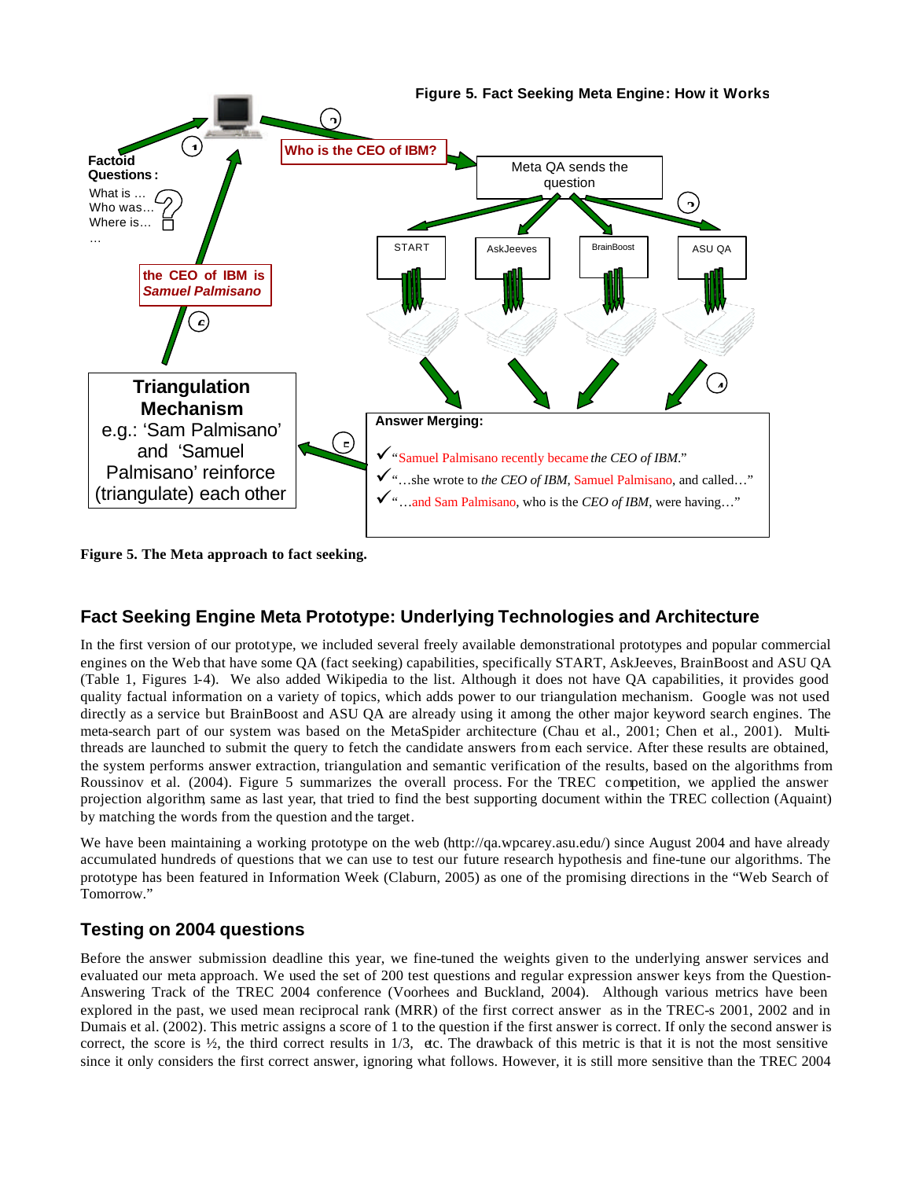**Figure 5. Fact Seeking Meta Engine: How it Works**

Factoid Questions:
What is …
Who was…
Where is…
…

Who is the CEO of IBM?

Meta QA sends the question

START | AskJeeves | BrainBoost | ASU QA

the CEO of IBM is *Samuel Palmisano*

**Triangulation Mechanism**
e.g.: 'Sam Palmisano' and 'Samuel Palmisano' reinforce (triangulate) each other

**Answer Merging:**

✓ "Samuel Palmisano recently became *the CEO of IBM*."
✓ "…she wrote to *the CEO of IBM*, Samuel Palmisano, and called…"
✓ "…and Sam Palmisano, who is the *CEO of IBM*, were having…"

**Figure 5. The Meta approach to fact seeking.**

## Fact Seeking Engine Meta Prototype: Underlying Technologies and Architecture

In the first version of our prototype, we included several freely available demonstrational prototypes and popular commercial engines on the Web that have some QA (fact seeking) capabilities, specifically START, AskJeeves, BrainBoost and ASU QA (Table 1, Figures 1-4). We also added Wikipedia to the list. Although it does not have QA capabilities, it provides good quality factual information on a variety of topics, which adds power to our triangulation mechanism. Google was not used directly as a service but BrainBoost and ASU QA are already using it among the other major keyword search engines. The meta-search part of our system was based on the MetaSpider architecture (Chau et al., 2001; Chen et al., 2001). Multi-threads are launched to submit the query to fetch the candidate answers from each service. After these results are obtained, the system performs answer extraction, triangulation and semantic verification of the results, based on the algorithms from Roussinov et al. (2004). Figure 5 summarizes the overall process. For the TREC competition, we applied the answer projection algorithm, same as last year, that tried to find the best supporting document within the TREC collection (Aquaint) by matching the words from the question and the target.

We have been maintaining a working prototype on the web (http://qa.wpcarey.asu.edu/) since August 2004 and have already accumulated hundreds of questions that we can use to test our future research hypothesis and fine-tune our algorithms. The prototype has been featured in Information Week (Claburn, 2005) as one of the promising directions in the "Web Search of Tomorrow."

## Testing on 2004 questions

Before the answer submission deadline this year, we fine-tuned the weights given to the underlying answer services and evaluated our meta approach. We used the set of 200 test questions and regular expression answer keys from the Question-Answering Track of the TREC 2004 conference (Voorhees and Buckland, 2004). Although various metrics have been explored in the past, we used mean reciprocal rank (MRR) of the first correct answer as in the TREC-s 2001, 2002 and in Dumais et al. (2002). This metric assigns a score of 1 to the question if the first answer is correct. If only the second answer is correct, the score is ½, the third correct results in 1/3, etc. The drawback of this metric is that it is not the most sensitive since it only considers the first correct answer, ignoring what follows. However, it is still more sensitive than the TREC 2004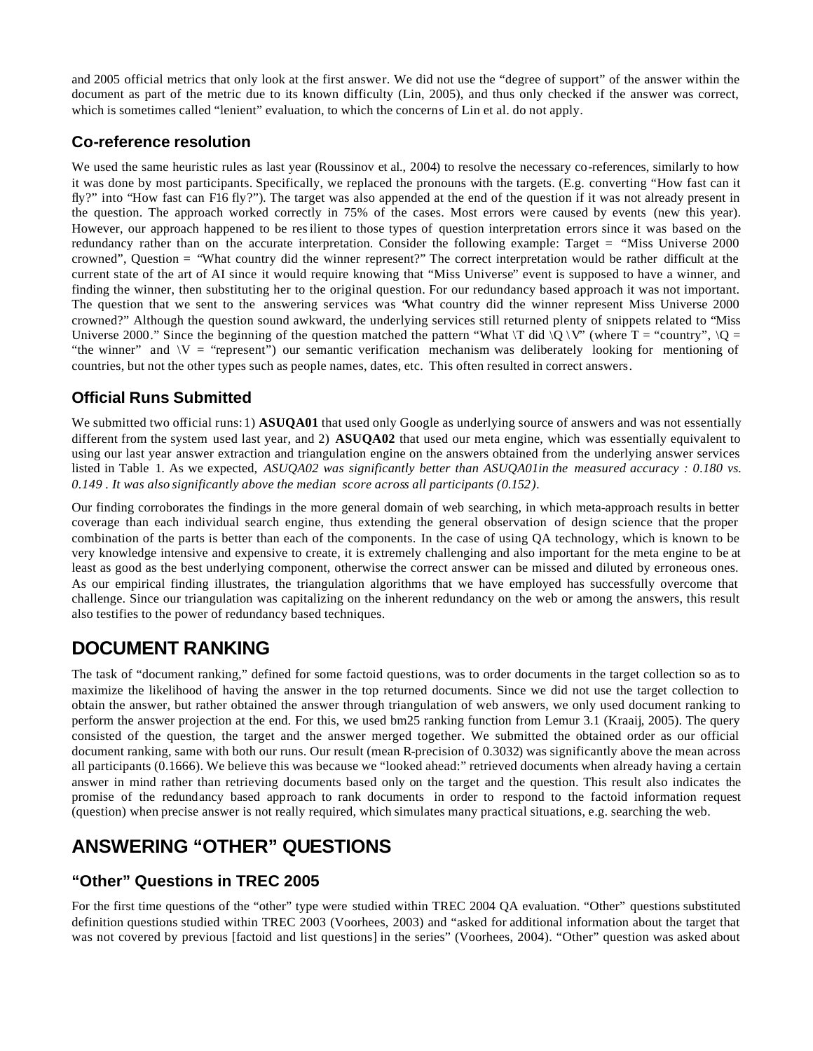and 2005 official metrics that only look at the first answer. We did not use the "degree of support" of the answer within the document as part of the metric due to its known difficulty (Lin, 2005), and thus only checked if the answer was correct, which is sometimes called "lenient" evaluation, to which the concerns of Lin et al. do not apply.

### Co-reference resolution

We used the same heuristic rules as last year (Roussinov et al., 2004) to resolve the necessary co-references, similarly to how it was done by most participants. Specifically, we replaced the pronouns with the targets. (E.g. converting "How fast can it fly?" into "How fast can F16 fly?"). The target was also appended at the end of the question if it was not already present in the question. The approach worked correctly in 75% of the cases. Most errors were caused by events (new this year). However, our approach happened to be resilient to those types of question interpretation errors since it was based on the redundancy rather than on the accurate interpretation. Consider the following example: Target = "Miss Universe 2000 crowned", Question = "What country did the winner represent?" The correct interpretation would be rather difficult at the current state of the art of AI since it would require knowing that "Miss Universe" event is supposed to have a winner, and finding the winner, then substituting her to the original question. For our redundancy based approach it was not important. The question that we sent to the answering services was "What country did the winner represent Miss Universe 2000 crowned?" Although the question sound awkward, the underlying services still returned plenty of snippets related to "Miss Universe 2000." Since the beginning of the question matched the pattern "What \T did \Q \V" (where T = "country", \Q = "the winner" and \V = "represent") our semantic verification mechanism was deliberately looking for mentioning of countries, but not the other types such as people names, dates, etc. This often resulted in correct answers.

### Official Runs Submitted

We submitted two official runs: 1) **ASUQA01** that used only Google as underlying source of answers and was not essentially different from the system used last year, and 2) **ASUQA02** that used our meta engine, which was essentially equivalent to using our last year answer extraction and triangulation engine on the answers obtained from the underlying answer services listed in Table 1. As we expected, *ASUQA02 was significantly better than ASUQA01in the measured accuracy : 0.180 vs. 0.149 . It was also significantly above the median score across all participants (0.152).*

Our finding corroborates the findings in the more general domain of web searching, in which meta-approach results in better coverage than each individual search engine, thus extending the general observation of design science that the proper combination of the parts is better than each of the components. In the case of using QA technology, which is known to be very knowledge intensive and expensive to create, it is extremely challenging and also important for the meta engine to be at least as good as the best underlying component, otherwise the correct answer can be missed and diluted by erroneous ones. As our empirical finding illustrates, the triangulation algorithms that we have employed has successfully overcome that challenge. Since our triangulation was capitalizing on the inherent redundancy on the web or among the answers, this result also testifies to the power of redundancy based techniques.

## DOCUMENT RANKING

The task of "document ranking," defined for some factoid questions, was to order documents in the target collection so as to maximize the likelihood of having the answer in the top returned documents. Since we did not use the target collection to obtain the answer, but rather obtained the answer through triangulation of web answers, we only used document ranking to perform the answer projection at the end. For this, we used bm25 ranking function from Lemur 3.1 (Kraaij, 2005). The query consisted of the question, the target and the answer merged together. We submitted the obtained order as our official document ranking, same with both our runs. Our result (mean R-precision of 0.3032) was significantly above the mean across all participants (0.1666). We believe this was because we "looked ahead:" retrieved documents when already having a certain answer in mind rather than retrieving documents based only on the target and the question. This result also indicates the promise of the redundancy based approach to rank documents in order to respond to the factoid information request (question) when precise answer is not really required, which simulates many practical situations, e.g. searching the web.

## ANSWERING "OTHER" QUESTIONS

### "Other" Questions in TREC 2005

For the first time questions of the "other" type were studied within TREC 2004 QA evaluation. "Other" questions substituted definition questions studied within TREC 2003 (Voorhees, 2003) and "asked for additional information about the target that was not covered by previous [factoid and list questions] in the series" (Voorhees, 2004). "Other" question was asked about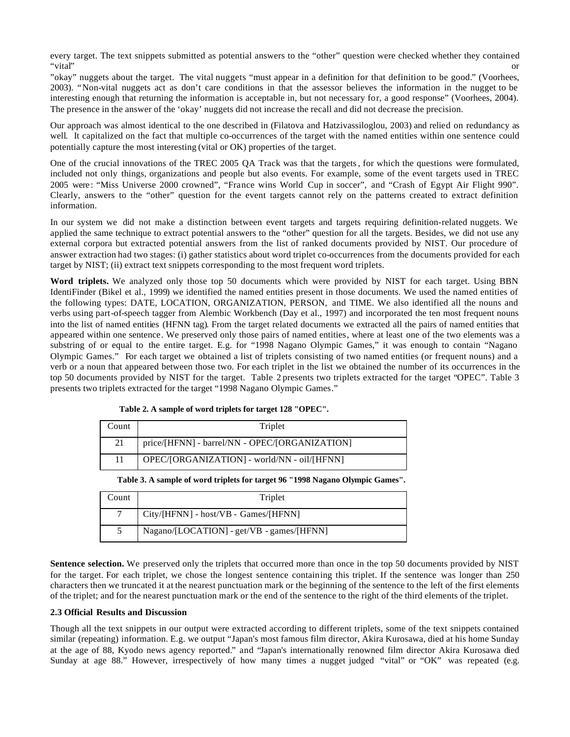every target. The text snippets submitted as potential answers to the "other" question were checked whether they contained "vital" or "okay" nuggets about the target. The vital nuggets "must appear in a definition for that definition to be good." (Voorhees, 2003). "Non-vital nuggets act as don't care conditions in that the assessor believes the information in the nugget to be interesting enough that returning the information is acceptable in, but not necessary for, a good response" (Voorhees, 2004). The presence in the answer of the 'okay' nuggets did not increase the recall and did not decrease the precision.

Our approach was almost identical to the one described in (Filatova and Hatzivassiloglou, 2003) and relied on redundancy as well. It capitalized on the fact that multiple co-occurrences of the target with the named entities within one sentence could potentially capture the most interesting (vital or OK) properties of the target.

One of the crucial innovations of the TREC 2005 QA Track was that the targets, for which the questions were formulated, included not only things, organizations and people but also events. For example, some of the event targets used in TREC 2005 were: "Miss Universe 2000 crowned", "France wins World Cup in soccer", and "Crash of Egypt Air Flight 990". Clearly, answers to the "other" question for the event targets cannot rely on the patterns created to extract definition information.

In our system we did not make a distinction between event targets and targets requiring definition-related nuggets. We applied the same technique to extract potential answers to the "other" question for all the targets. Besides, we did not use any external corpora but extracted potential answers from the list of ranked documents provided by NIST. Our procedure of answer extraction had two stages: (i) gather statistics about word triplet co-occurrences from the documents provided for each target by NIST; (ii) extract text snippets corresponding to the most frequent word triplets.

**Word triplets.** We analyzed only those top 50 documents which were provided by NIST for each target. Using BBN IdentiFinder (Bikel et al., 1999) we identified the named entities present in those documents. We used the named entities of the following types: DATE, LOCATION, ORGANIZATION, PERSON, and TIME. We also identified all the nouns and verbs using part-of-speech tagger from Alembic Workbench (Day et al., 1997) and incorporated the ten most frequent nouns into the list of named entities (HFNN tag). From the target related documents we extracted all the pairs of named entities that appeared within one sentence. We preserved only those pairs of named entities, where at least one of the two elements was a substring of or equal to the entire target. E.g. for "1998 Nagano Olympic Games," it was enough to contain "Nagano Olympic Games." For each target we obtained a list of triplets consisting of two named entities (or frequent nouns) and a verb or a noun that appeared between those two. For each triplet in the list we obtained the number of its occurrences in the top 50 documents provided by NIST for the target. Table 2 presents two triplets extracted for the target "OPEC". Table 3 presents two triplets extracted for the target "1998 Nagano Olympic Games."

**Table 2. A sample of word triplets for target 128 "OPEC".**

| Count | Triplet |
|---|---|
| 21 | price/[HFNN] - barrel/NN - OPEC/[ORGANIZATION] |
| 11 | OPEC/[ORGANIZATION] - world/NN - oil/[HFNN] |

**Table 3. A sample of word triplets for target 96 "1998 Nagano Olympic Games".**

| Count | Triplet |
|---|---|
| 7 | City/[HFNN] - host/VB - Games/[HFNN] |
| 5 | Nagano/[LOCATION] - get/VB - games/[HFNN] |

**Sentence selection.** We preserved only the triplets that occurred more than once in the top 50 documents provided by NIST for the target. For each triplet, we chose the longest sentence containing this triplet. If the sentence was longer than 250 characters then we truncated it at the nearest punctuation mark or the beginning of the sentence to the left of the first elements of the triplet; and for the nearest punctuation mark or the end of the sentence to the right of the third elements of the triplet.

### 2.3 Official Results and Discussion

Though all the text snippets in our output were extracted according to different triplets, some of the text snippets contained similar (repeating) information. E.g. we output "Japan's most famous film director, Akira Kurosawa, died at his home Sunday at the age of 88, Kyodo news agency reported." and "Japan's internationally renowned film director Akira Kurosawa died Sunday at age 88." However, irrespectively of how many times a nugget judged "vital" or "OK" was repeated (e.g.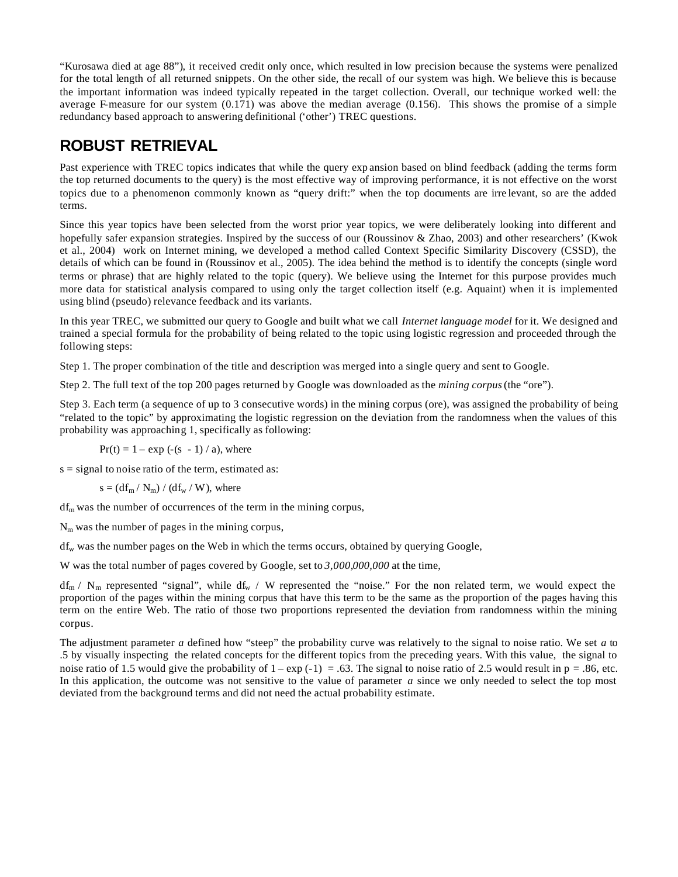"Kurosawa died at age 88"), it received credit only once, which resulted in low precision because the systems were penalized for the total length of all returned snippets. On the other side, the recall of our system was high. We believe this is because the important information was indeed typically repeated in the target collection. Overall, our technique worked well: the average F-measure for our system (0.171) was above the median average (0.156). This shows the promise of a simple redundancy based approach to answering definitional ('other') TREC questions.

## ROBUST RETRIEVAL

Past experience with TREC topics indicates that while the query expansion based on blind feedback (adding the terms form the top returned documents to the query) is the most effective way of improving performance, it is not effective on the worst topics due to a phenomenon commonly known as "query drift:" when the top documents are irrelevant, so are the added terms.

Since this year topics have been selected from the worst prior year topics, we were deliberately looking into different and hopefully safer expansion strategies. Inspired by the success of our (Roussinov & Zhao, 2003) and other researchers' (Kwok et al., 2004) work on Internet mining, we developed a method called Context Specific Similarity Discovery (CSSD), the details of which can be found in (Roussinov et al., 2005). The idea behind the method is to identify the concepts (single word terms or phrase) that are highly related to the topic (query). We believe using the Internet for this purpose provides much more data for statistical analysis compared to using only the target collection itself (e.g. Aquaint) when it is implemented using blind (pseudo) relevance feedback and its variants.

In this year TREC, we submitted our query to Google and built what we call *Internet language model* for it. We designed and trained a special formula for the probability of being related to the topic using logistic regression and proceeded through the following steps:

Step 1. The proper combination of the title and description was merged into a single query and sent to Google.

Step 2. The full text of the top 200 pages returned by Google was downloaded as the *mining corpus* (the "ore").

Step 3. Each term (a sequence of up to 3 consecutive words) in the mining corpus (ore), was assigned the probability of being "related to the topic" by approximating the logistic regression on the deviation from the randomness when the values of this probability was approaching 1, specifically as following:

$$Pr(t) = 1 - \exp(-(s - 1) / a), \text{ where}$$

s = signal to noise ratio of the term, estimated as:

$$s = (df_m / N_m) / (df_w / W), \text{ where}$$

$df_m$ was the number of occurrences of the term in the mining corpus,

$N_m$ was the number of pages in the mining corpus,

$df_w$ was the number pages on the Web in which the terms occurs, obtained by querying Google,

W was the total number of pages covered by Google, set to *3,000,000,000* at the time,

$df_m / N_m$ represented "signal", while $df_w / W$ represented the "noise." For the non related term, we would expect the proportion of the pages within the mining corpus that have this term to be the same as the proportion of the pages having this term on the entire Web. The ratio of those two proportions represented the deviation from randomness within the mining corpus.

The adjustment parameter *a* defined how "steep" the probability curve was relatively to the signal to noise ratio. We set *a* to .5 by visually inspecting the related concepts for the different topics from the preceding years. With this value, the signal to noise ratio of 1.5 would give the probability of $1 - \exp(-1) = .63$. The signal to noise ratio of 2.5 would result in p = .86, etc. In this application, the outcome was not sensitive to the value of parameter *a* since we only needed to select the top most deviated from the background terms and did not need the actual probability estimate.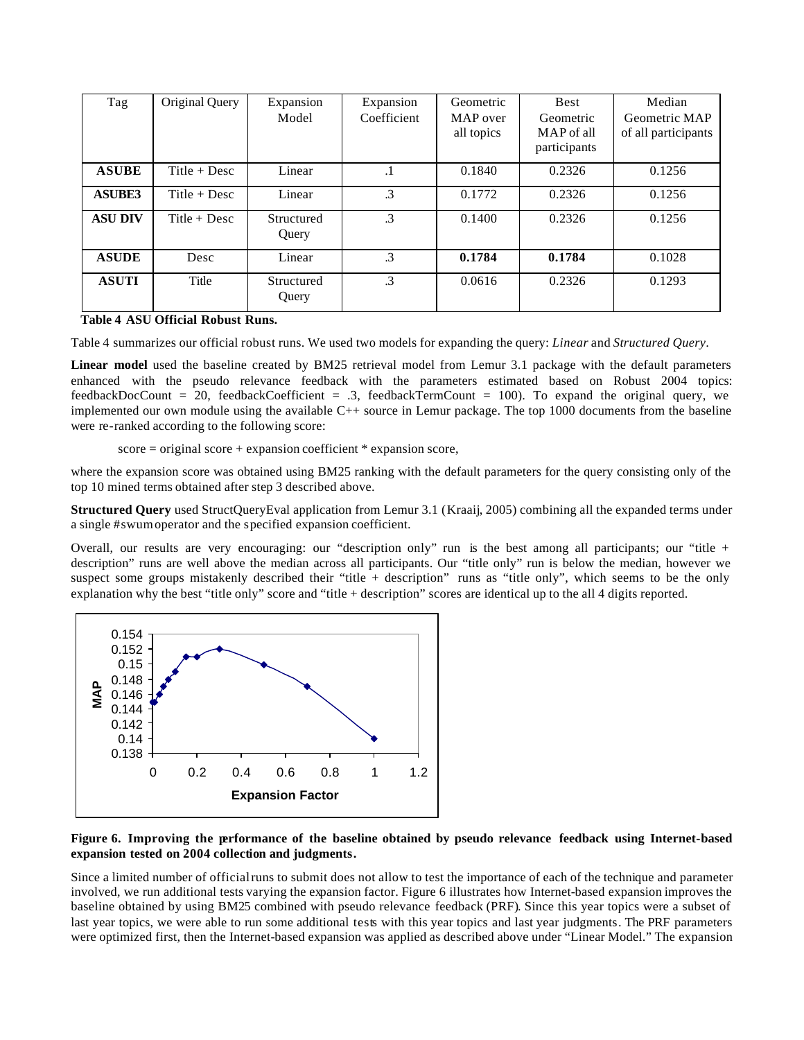| Tag | Original Query | Expansion Model | Expansion Coefficient | Geometric MAP over all topics | Best Geometric MAP of all participants | Median Geometric MAP of all participants |
|---|---|---|---|---|---|---|
| **ASUBE** | Title + Desc | Linear | .1 | 0.1840 | 0.2326 | 0.1256 |
| **ASUBE3** | Title + Desc | Linear | .3 | 0.1772 | 0.2326 | 0.1256 |
| **ASU DIV** | Title + Desc | Structured Query | .3 | 0.1400 | 0.2326 | 0.1256 |
| **ASUDE** | Desc | Linear | .3 | **0.1784** | **0.1784** | 0.1028 |
| **ASUTI** | Title | Structured Query | .3 | 0.0616 | 0.2326 | 0.1293 |

**Table 4 ASU Official Robust Runs.**

Table 4 summarizes our official robust runs. We used two models for expanding the query: *Linear* and *Structured Query*.

**Linear model** used the baseline created by BM25 retrieval model from Lemur 3.1 package with the default parameters enhanced with the pseudo relevance feedback with the parameters estimated based on Robust 2004 topics: feedbackDocCount = 20, feedbackCoefficient = .3, feedbackTermCount = 100). To expand the original query, we implemented our own module using the available C++ source in Lemur package. The top 1000 documents from the baseline were re-ranked according to the following score:

score = original score + expansion coefficient * expansion score,

where the expansion score was obtained using BM25 ranking with the default parameters for the query consisting only of the top 10 mined terms obtained after step 3 described above.

**Structured Query** used StructQueryEval application from Lemur 3.1 (Kraaij, 2005) combining all the expanded terms under a single #swum operator and the specified expansion coefficient.

Overall, our results are very encouraging: our "description only" run is the best among all participants; our "title + description" runs are well above the median across all participants. Our "title only" run is below the median, however we suspect some groups mistakenly described their "title + description" runs as "title only", which seems to be the only explanation why the best "title only" score and "title + description" scores are identical up to the all 4 digits reported.

**Figure 6. Improving the performance of the baseline obtained by pseudo relevance feedback using Internet-based expansion tested on 2004 collection and judgments.**

Since a limited number of official runs to submit does not allow to test the importance of each of the technique and parameter involved, we run additional tests varying the expansion factor. Figure 6 illustrates how Internet-based expansion improves the baseline obtained by using BM25 combined with pseudo relevance feedback (PRF). Since this year topics were a subset of last year topics, we were able to run some additional tests with this year topics and last year judgments. The PRF parameters were optimized first, then the Internet-based expansion was applied as described above under "Linear Model." The expansion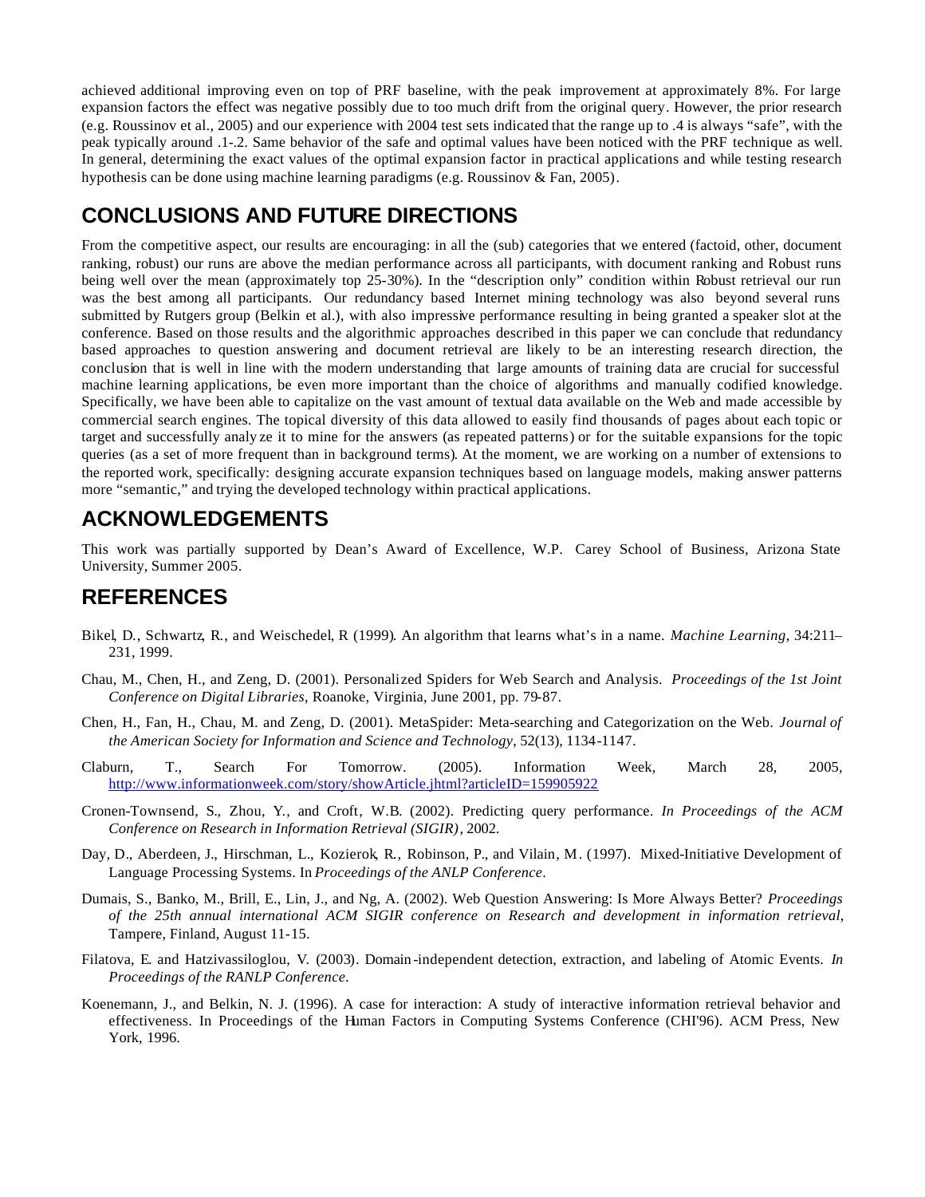achieved additional improving even on top of PRF baseline, with the peak improvement at approximately 8%. For large expansion factors the effect was negative possibly due to too much drift from the original query. However, the prior research (e.g. Roussinov et al., 2005) and our experience with 2004 test sets indicated that the range up to .4 is always "safe", with the peak typically around .1-.2. Same behavior of the safe and optimal values have been noticed with the PRF technique as well. In general, determining the exact values of the optimal expansion factor in practical applications and while testing research hypothesis can be done using machine learning paradigms (e.g. Roussinov & Fan, 2005).

## CONCLUSIONS AND FUTURE DIRECTIONS

From the competitive aspect, our results are encouraging: in all the (sub) categories that we entered (factoid, other, document ranking, robust) our runs are above the median performance across all participants, with document ranking and Robust runs being well over the mean (approximately top 25-30%). In the "description only" condition within Robust retrieval our run was the best among all participants. Our redundancy based Internet mining technology was also beyond several runs submitted by Rutgers group (Belkin et al.), with also impressive performance resulting in being granted a speaker slot at the conference. Based on those results and the algorithmic approaches described in this paper we can conclude that redundancy based approaches to question answering and document retrieval are likely to be an interesting research direction, the conclusion that is well in line with the modern understanding that large amounts of training data are crucial for successful machine learning applications, be even more important than the choice of algorithms and manually codified knowledge. Specifically, we have been able to capitalize on the vast amount of textual data available on the Web and made accessible by commercial search engines. The topical diversity of this data allowed to easily find thousands of pages about each topic or target and successfully analyze it to mine for the answers (as repeated patterns) or for the suitable expansions for the topic queries (as a set of more frequent than in background terms). At the moment, we are working on a number of extensions to the reported work, specifically: designing accurate expansion techniques based on language models, making answer patterns more "semantic," and trying the developed technology within practical applications.

## ACKNOWLEDGEMENTS

This work was partially supported by Dean's Award of Excellence, W.P. Carey School of Business, Arizona State University, Summer 2005.

## REFERENCES

Bikel, D., Schwartz, R., and Weischedel, R (1999). An algorithm that learns what's in a name. *Machine Learning*, 34:211–231, 1999.

Chau, M., Chen, H., and Zeng, D. (2001). Personalized Spiders for Web Search and Analysis. *Proceedings of the 1st Joint Conference on Digital Libraries*, Roanoke, Virginia, June 2001, pp. 79-87.

Chen, H., Fan, H., Chau, M. and Zeng, D. (2001). MetaSpider: Meta-searching and Categorization on the Web. *Journal of the American Society for Information and Science and Technology*, 52(13), 1134-1147.

Claburn, T., Search For Tomorrow. (2005). Information Week, March 28, 2005, http://www.informationweek.com/story/showArticle.jhtml?articleID=159905922

Cronen-Townsend, S., Zhou, Y., and Croft, W.B. (2002). Predicting query performance. *In Proceedings of the ACM Conference on Research in Information Retrieval (SIGIR)*, 2002.

Day, D., Aberdeen, J., Hirschman, L., Kozierok, R., Robinson, P., and Vilain, M. (1997). Mixed-Initiative Development of Language Processing Systems. In *Proceedings of the ANLP Conference*.

Dumais, S., Banko, M., Brill, E., Lin, J., and Ng, A. (2002). Web Question Answering: Is More Always Better? *Proceedings of the 25th annual international ACM SIGIR conference on Research and development in information retrieval*, Tampere, Finland, August 11-15.

Filatova, E. and Hatzivassiloglou, V. (2003). Domain-independent detection, extraction, and labeling of Atomic Events. *In Proceedings of the RANLP Conference.*

Koenemann, J., and Belkin, N. J. (1996). A case for interaction: A study of interactive information retrieval behavior and effectiveness. In Proceedings of the Human Factors in Computing Systems Conference (CHI'96). ACM Press, New York, 1996.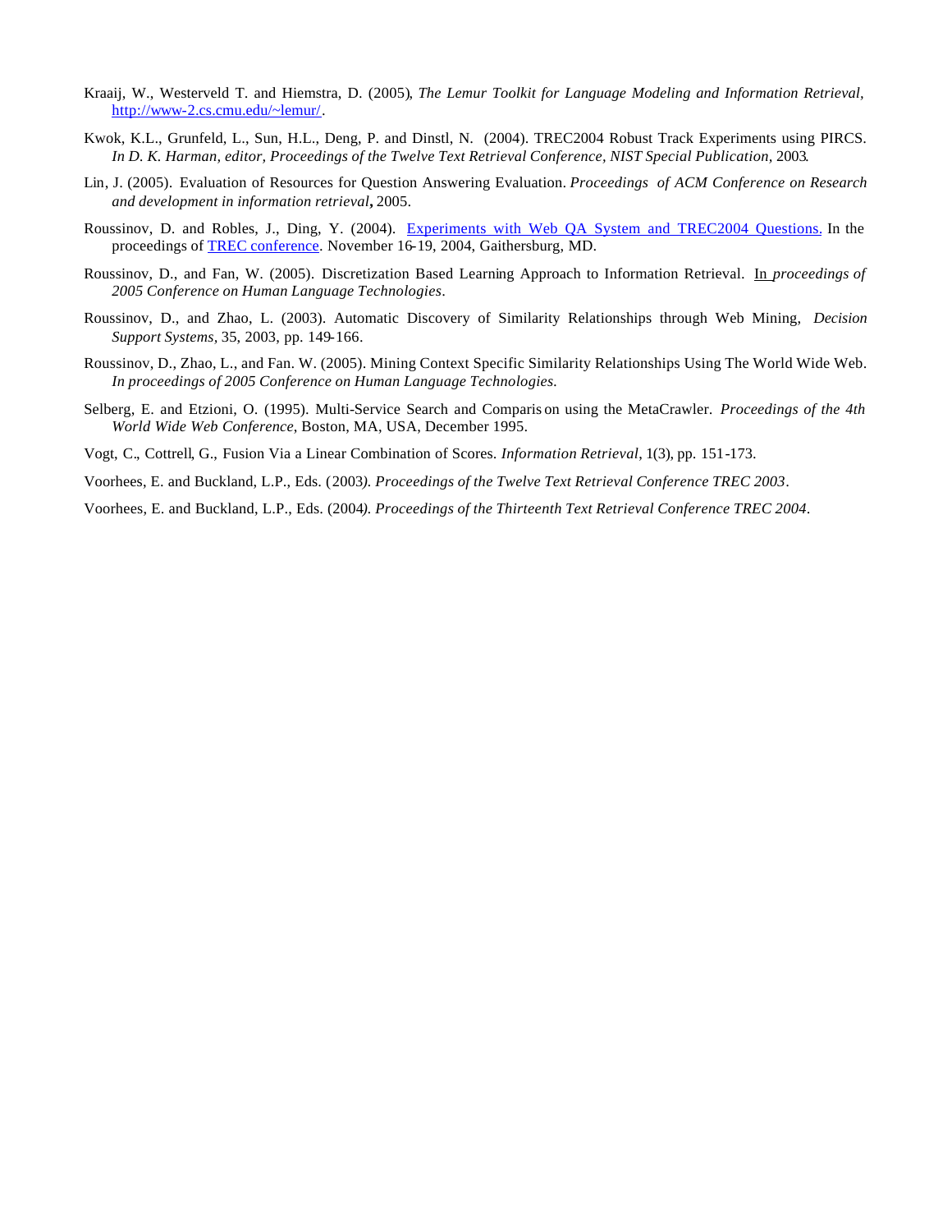Kraaij, W., Westerveld T. and Hiemstra, D. (2005), *The Lemur Toolkit for Language Modeling and Information Retrieval*, http://www-2.cs.cmu.edu/~lemur/.

Kwok, K.L., Grunfeld, L., Sun, H.L., Deng, P. and Dinstl, N. (2004). TREC2004 Robust Track Experiments using PIRCS. *In D. K. Harman, editor, Proceedings of the Twelve Text Retrieval Conference, NIST Special Publication*, 2003.

Lin, J. (2005). Evaluation of Resources for Question Answering Evaluation. *Proceedings of ACM Conference on Research and development in information retrieval***,** 2005.

Roussinov, D. and Robles, J., Ding, Y. (2004). Experiments with Web QA System and TREC2004 Questions. In the proceedings of TREC conference. November 16-19, 2004, Gaithersburg, MD.

Roussinov, D., and Fan, W. (2005). Discretization Based Learning Approach to Information Retrieval. In *proceedings of 2005 Conference on Human Language Technologies*.

Roussinov, D., and Zhao, L. (2003). Automatic Discovery of Similarity Relationships through Web Mining, *Decision Support Systems*, 35, 2003, pp. 149-166.

Roussinov, D., Zhao, L., and Fan. W. (2005). Mining Context Specific Similarity Relationships Using The World Wide Web. *In proceedings of 2005 Conference on Human Language Technologies.*

Selberg, E. and Etzioni, O. (1995). Multi-Service Search and Comparison using the MetaCrawler. *Proceedings of the 4th World Wide Web Conference*, Boston, MA, USA, December 1995.

Vogt, C., Cottrell, G., Fusion Via a Linear Combination of Scores. *Information Retrieval*, 1(3), pp. 151-173.

Voorhees, E. and Buckland, L.P., Eds. (2003*). Proceedings of the Twelve Text Retrieval Conference TREC 2003*.

Voorhees, E. and Buckland, L.P., Eds. (2004*). Proceedings of the Thirteenth Text Retrieval Conference TREC 2004*.